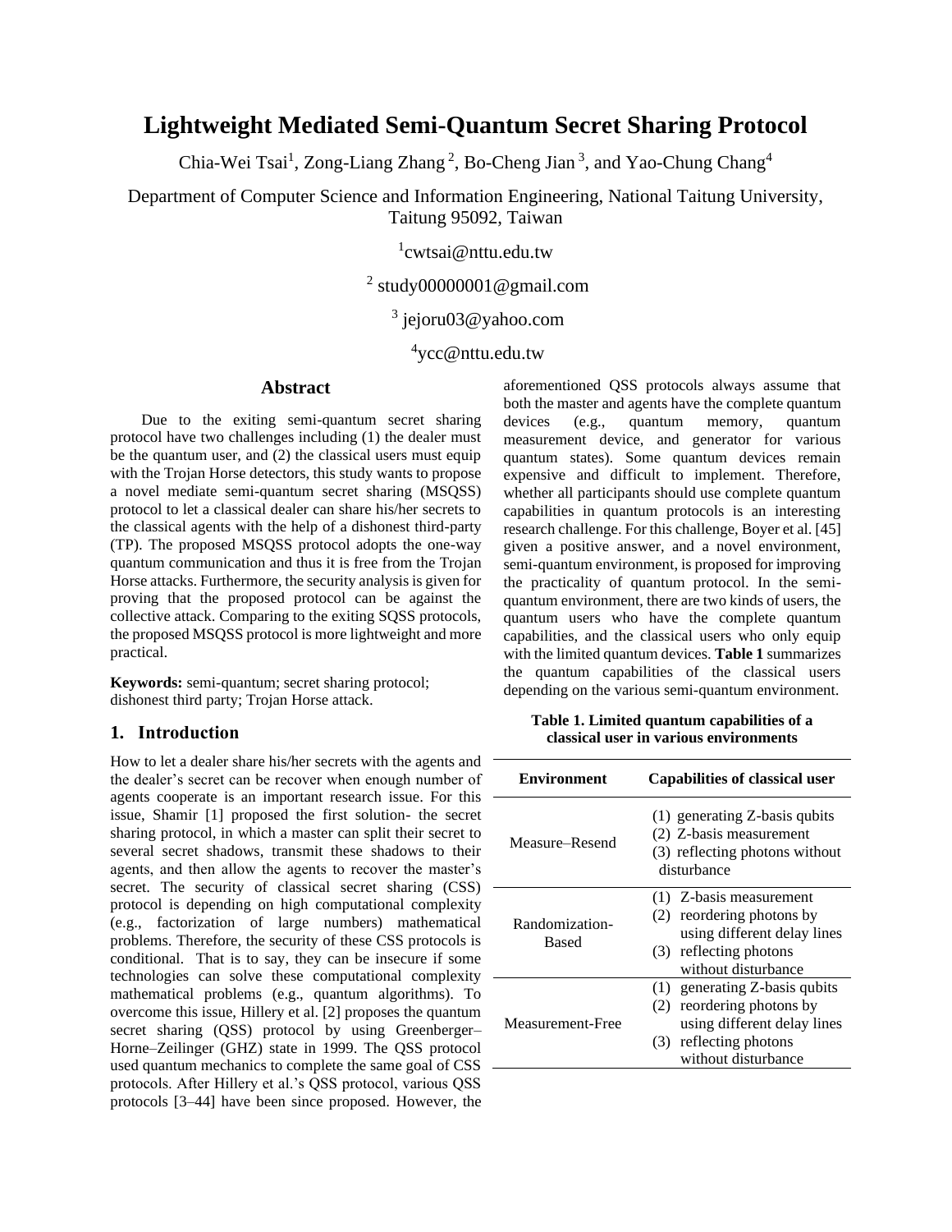# Lightweight Mediated Semi-Quantum Secret Sharing Protocol

Chia-Wei Tsai[1], Zong-Liang Zhang[2], Bo-Cheng Jian[3], and Yao-Chung Chang[4]

Department of Computer Science and Information Engineering, National Taitung University, Taitung 95092, Taiwan

[1]cwtsai@nttu.edu.tw

[2] study00000001@gmail.com

[3] jejoru03@yahoo.com

[4]ycc@nttu.edu.tw

## Abstract

Due to the exiting semi-quantum secret sharing protocol have two challenges including (1) the dealer must be the quantum user, and (2) the classical users must equip with the Trojan Horse detectors, this study wants to propose a novel mediate semi-quantum secret sharing (MSQSS) protocol to let a classical dealer can share his/her secrets to the classical agents with the help of a dishonest third-party (TP). The proposed MSQSS protocol adopts the one-way quantum communication and thus it is free from the Trojan Horse attacks. Furthermore, the security analysis is given for proving that the proposed protocol can be against the collective attack. Comparing to the exiting SQSS protocols, the proposed MSQSS protocol is more lightweight and more practical.

**Keywords:** semi-quantum; secret sharing protocol; dishonest third party; Trojan Horse attack.

## 1. Introduction

How to let a dealer share his/her secrets with the agents and the dealer's secret can be recover when enough number of agents cooperate is an important research issue. For this issue, Shamir [1] proposed the first solution- the secret sharing protocol, in which a master can split their secret to several secret shadows, transmit these shadows to their agents, and then allow the agents to recover the master's secret. The security of classical secret sharing (CSS) protocol is depending on high computational complexity (e.g., factorization of large numbers) mathematical problems. Therefore, the security of these CSS protocols is conditional. That is to say, they can be insecure if some technologies can solve these computational complexity mathematical problems (e.g., quantum algorithms). To overcome this issue, Hillery et al. [2] proposes the quantum secret sharing (QSS) protocol by using Greenberger–Horne–Zeilinger (GHZ) state in 1999. The QSS protocol used quantum mechanics to complete the same goal of CSS protocols. After Hillery et al.'s QSS protocol, various QSS protocols [3–44] have been since proposed. However, the aforementioned QSS protocols always assume that both the master and agents have the complete quantum devices (e.g., quantum memory, quantum measurement device, and generator for various quantum states). Some quantum devices remain expensive and difficult to implement. Therefore, whether all participants should use complete quantum capabilities in quantum protocols is an interesting research challenge. For this challenge, Boyer et al. [45] given a positive answer, and a novel environment, semi-quantum environment, is proposed for improving the practicality of quantum protocol. In the semi-quantum environment, there are two kinds of users, the quantum users who have the complete quantum capabilities, and the classical users who only equip with the limited quantum devices. **Table 1** summarizes the quantum capabilities of the classical users depending on the various semi-quantum environment.

**Table 1. Limited quantum capabilities of a classical user in various environments**

| Environment | Capabilities of classical user |
|---|---|
| Measure–Resend | (1) generating Z-basis qubits<br>(2) Z-basis measurement<br>(3) reflecting photons without disturbance |
| Randomization-Based | (1) Z-basis measurement<br>(2) reordering photons by using different delay lines<br>(3) reflecting photons without disturbance |
| Measurement-Free | (1) generating Z-basis qubits<br>(2) reordering photons by using different delay lines<br>(3) reflecting photons without disturbance |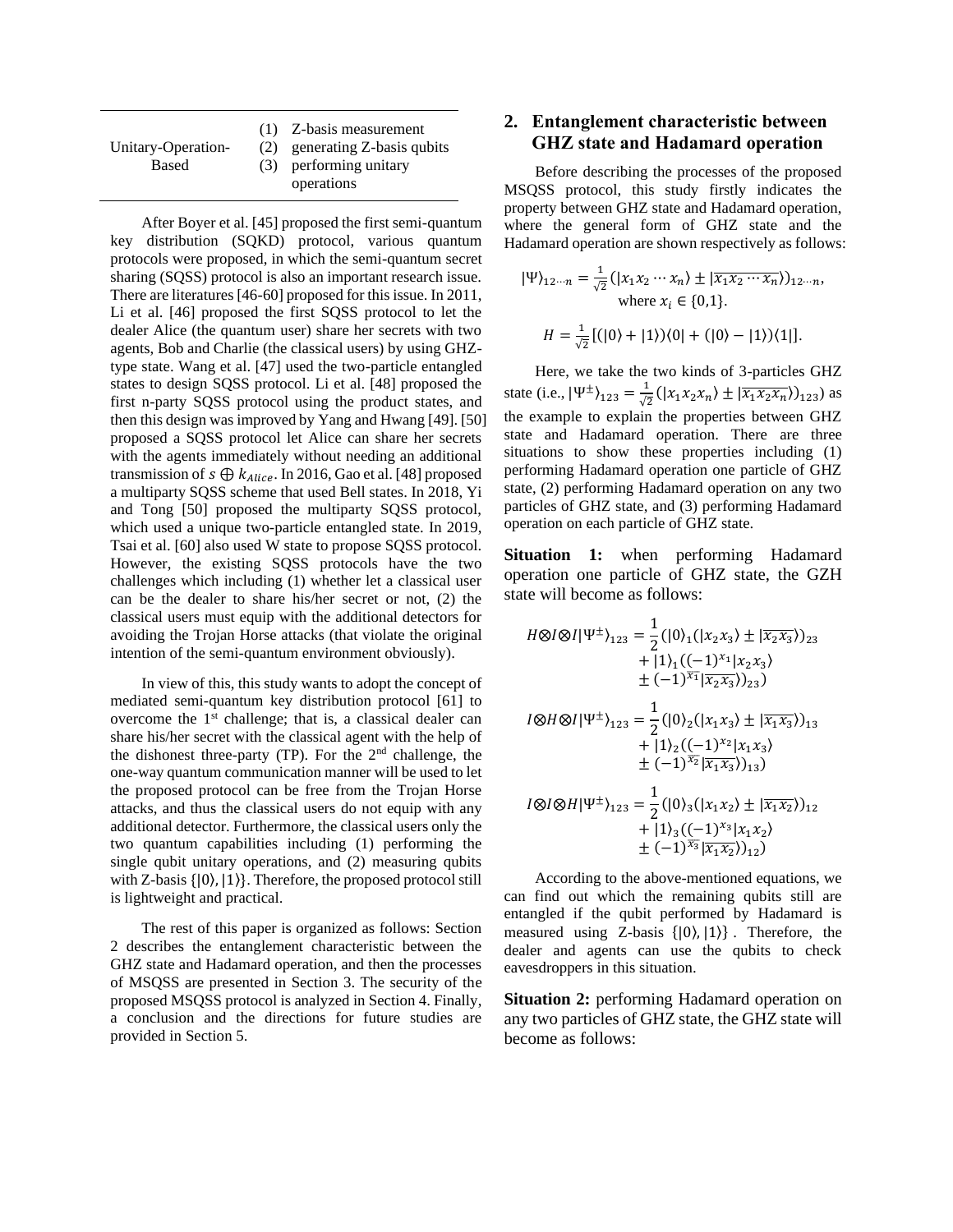| | |
|---|---|
| Unitary-Operation-Based | (1) Z-basis measurement<br>(2) generating Z-basis qubits<br>(3) performing unitary operations |

After Boyer et al. [45] proposed the first semi-quantum key distribution (SQKD) protocol, various quantum protocols were proposed, in which the semi-quantum secret sharing (SQSS) protocol is also an important research issue. There are literatures [46-60] proposed for this issue. In 2011, Li et al. [46] proposed the first SQSS protocol to let the dealer Alice (the quantum user) share her secrets with two agents, Bob and Charlie (the classical users) by using GHZ-type state. Wang et al. [47] used the two-particle entangled states to design SQSS protocol. Li et al. [48] proposed the first n-party SQSS protocol using the product states, and then this design was improved by Yang and Hwang [49]. [50] proposed a SQSS protocol let Alice can share her secrets with the agents immediately without needing an additional transmission of $s \oplus k_{Alice}$. In 2016, Gao et al. [48] proposed a multiparty SQSS scheme that used Bell states. In 2018, Yi and Tong [50] proposed the multiparty SQSS protocol, which used a unique two-particle entangled state. In 2019, Tsai et al. [60] also used W state to propose SQSS protocol. However, the existing SQSS protocols have the two challenges which including (1) whether let a classical user can be the dealer to share his/her secret or not, (2) the classical users must equip with the additional detectors for avoiding the Trojan Horse attacks (that violate the original intention of the semi-quantum environment obviously).

In view of this, this study wants to adopt the concept of mediated semi-quantum key distribution protocol [61] to overcome the 1st challenge; that is, a classical dealer can share his/her secret with the classical agent with the help of the dishonest three-party (TP). For the 2nd challenge, the one-way quantum communication manner will be used to let the proposed protocol can be free from the Trojan Horse attacks, and thus the classical users do not equip with any additional detector. Furthermore, the classical users only the two quantum capabilities including (1) performing the single qubit unitary operations, and (2) measuring qubits with Z-basis $\{|0\rangle, |1\rangle\}$. Therefore, the proposed protocol still is lightweight and practical.

The rest of this paper is organized as follows: Section 2 describes the entanglement characteristic between the GHZ state and Hadamard operation, and then the processes of MSQSS are presented in Section 3. The security of the proposed MSQSS protocol is analyzed in Section 4. Finally, a conclusion and the directions for future studies are provided in Section 5.

## 2. Entanglement characteristic between GHZ state and Hadamard operation

Before describing the processes of the proposed MSQSS protocol, this study firstly indicates the property between GHZ state and Hadamard operation, where the general form of GHZ state and the Hadamard operation are shown respectively as follows:

$$|\Psi\rangle_{12\cdots n} = \frac{1}{\sqrt{2}}(|x_1x_2\cdots x_n\rangle \pm |\overline{x_1x_2\cdots x_n}\rangle)_{12\cdots n},$$
where $x_i \in \{0,1\}$.

$$H = \frac{1}{\sqrt{2}}[(|0\rangle + |1\rangle)\langle 0| + (|0\rangle - |1\rangle)\langle 1|].$$

Here, we take the two kinds of 3-particles GHZ state (i.e., $|\Psi^{\pm}\rangle_{123} = \frac{1}{\sqrt{2}}(|x_1x_2x_n\rangle \pm |\overline{x_1x_2x_n}\rangle)_{123}$) as the example to explain the properties between GHZ state and Hadamard operation. There are three situations to show these properties including (1) performing Hadamard operation one particle of GHZ state, (2) performing Hadamard operation on any two particles of GHZ state, and (3) performing Hadamard operation on each particle of GHZ state.

**Situation 1:** when performing Hadamard operation one particle of GHZ state, the GZH state will become as follows:

$$\begin{aligned} H\otimes I\otimes I|\Psi^{\pm}\rangle_{123} = \frac{1}{2}(&|0\rangle_1(|x_2x_3\rangle \pm |\overline{x_2x_3}\rangle)_{23} \\ &+ |1\rangle_1((-1)^{x_1}|x_2x_3\rangle \\ &\pm (-1)^{\overline{x_1}}|\overline{x_2x_3}\rangle)_{23}) \end{aligned}$$

$$\begin{aligned} I\otimes H\otimes I|\Psi^{\pm}\rangle_{123} = \frac{1}{2}(&|0\rangle_2(|x_1x_3\rangle \pm |\overline{x_1x_3}\rangle)_{13} \\ &+ |1\rangle_2((-1)^{x_2}|x_1x_3\rangle \\ &\pm (-1)^{\overline{x_2}}|\overline{x_1x_3}\rangle)_{13}) \end{aligned}$$

$$\begin{aligned} I\otimes I\otimes H|\Psi^{\pm}\rangle_{123} = \frac{1}{2}(&|0\rangle_3(|x_1x_2\rangle \pm |\overline{x_1x_2}\rangle)_{12} \\ &+ |1\rangle_3((-1)^{x_3}|x_1x_2\rangle \\ &\pm (-1)^{\overline{x_3}}|\overline{x_1x_2}\rangle)_{12}) \end{aligned}$$

According to the above-mentioned equations, we can find out which the remaining qubits still are entangled if the qubit performed by Hadamard is measured using Z-basis $\{|0\rangle, |1\rangle\}$. Therefore, the dealer and agents can use the qubits to check eavesdroppers in this situation.

**Situation 2:** performing Hadamard operation on any two particles of GHZ state, the GHZ state will become as follows: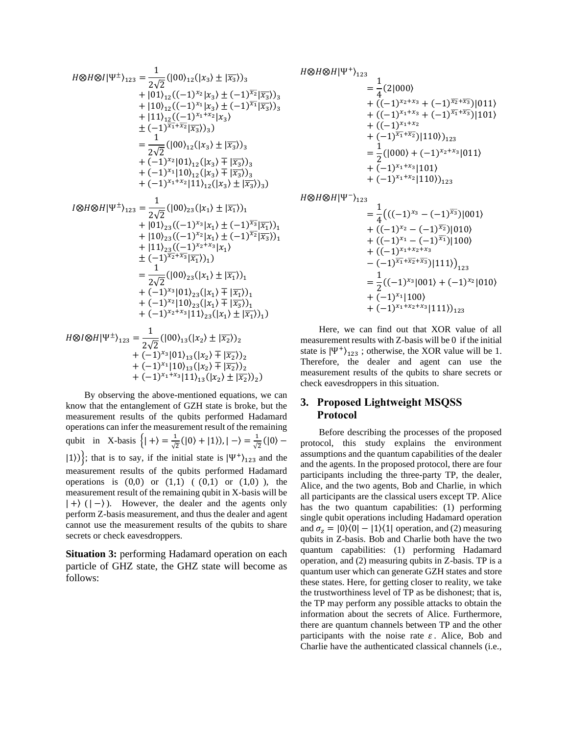$$
\begin{aligned}
H \otimes H \otimes I|\Psi^{\pm}\rangle_{123} &= \frac{1}{2\sqrt{2}}(|00\rangle_{12}(|x_3\rangle \pm |\overline{x_3}\rangle)_3 \\
&+ |01\rangle_{12}((-1)^{x_2}|x_3\rangle \pm (-1)^{\overline{x_2}}|\overline{x_3}\rangle)_3 \\
&+ |10\rangle_{12}((-1)^{x_1}|x_3\rangle \pm (-1)^{\overline{x_1}}|\overline{x_3}\rangle)_3 \\
&+ |11\rangle_{12}((-1)^{x_1+x_2}|x_3\rangle \\
&\pm (-1)^{\overline{x_1}+\overline{x_2}}|\overline{x_3}\rangle)_3) \\
&= \frac{1}{2\sqrt{2}}(|00\rangle_{12}(|x_3\rangle \pm |\overline{x_3}\rangle)_3 \\
&+ (-1)^{x_2}|01\rangle_{12}(|x_3\rangle \mp |\overline{x_3}\rangle)_3 \\
&+ (-1)^{x_1}|10\rangle_{12}(|x_3\rangle \mp |\overline{x_3}\rangle)_3 \\
&+ (-1)^{x_1+x_2}|11\rangle_{12}(|x_3\rangle \pm |\overline{x_3}\rangle)_3)
\end{aligned}
$$

$$
\begin{aligned}
I \otimes H \otimes H|\Psi^{\pm}\rangle_{123} &= \frac{1}{2\sqrt{2}}(|00\rangle_{23}(|x_1\rangle \pm |\overline{x_1}\rangle)_1 \\
&+ |01\rangle_{23}((-1)^{x_3}|x_1\rangle \pm (-1)^{\overline{x_3}}|\overline{x_1}\rangle)_1 \\
&+ |10\rangle_{23}((-1)^{x_2}|x_1\rangle \pm (-1)^{\overline{x_2}}|\overline{x_3}\rangle)_1 \\
&+ |11\rangle_{23}((-1)^{x_2+x_3}|x_1\rangle \\
&\pm (-1)^{\overline{x_2}+\overline{x_3}}|\overline{x_1}\rangle)_1) \\
&= \frac{1}{2\sqrt{2}}(|00\rangle_{23}(|x_1\rangle \pm |\overline{x_1}\rangle)_1 \\
&+ (-1)^{x_3}|01\rangle_{23}(|x_1\rangle \mp |\overline{x_1}\rangle)_1 \\
&+ (-1)^{x_2}|10\rangle_{23}(|x_1\rangle \mp |\overline{x_3}\rangle)_1 \\
&+ (-1)^{x_2+x_3}|11\rangle_{23}(|x_1\rangle \pm |\overline{x_1}\rangle)_1)
\end{aligned}
$$

$$
\begin{aligned}
H \otimes I \otimes H|\Psi^{\pm}\rangle_{123} &= \frac{1}{2\sqrt{2}}(|00\rangle_{13}(|x_2\rangle \pm |\overline{x_2}\rangle)_2 \\
&+ (-1)^{x_3}|01\rangle_{13}(|x_2\rangle \mp |\overline{x_2}\rangle)_2 \\
&+ (-1)^{x_1}|10\rangle_{13}(|x_2\rangle \mp |\overline{x_2}\rangle)_2 \\
&+ (-1)^{x_1+x_3}|11\rangle_{13}(|x_2\rangle \pm |\overline{x_2}\rangle)_2)
\end{aligned}
$$

By observing the above-mentioned equations, we can know that the entanglement of GZH state is broke, but the measurement results of the qubits performed Hadamard operations can infer the measurement result of the remaining qubit in X-basis $\left\{|+\rangle = \frac{1}{\sqrt{2}}(|0\rangle + |1\rangle), |-\rangle = \frac{1}{\sqrt{2}}(|0\rangle - |1\rangle)\right\}$; that is to say, if the initial state is $|\Psi^{+}\rangle_{123}$ and the measurement results of the qubits performed Hadamard operations is (0,0) or (1,1) ( (0,1) or (1,0) ), the measurement result of the remaining qubit in X-basis will be $|+\rangle$ ( $|-\rangle$ ). However, the dealer and the agents only perform Z-basis measurement, and thus the dealer and agent cannot use the measurement results of the qubits to share secrets or check eavesdroppers.

**Situation 3:** performing Hadamard operation on each particle of GHZ state, the GHZ state will become as follows:

$$
\begin{aligned}
H \otimes H \otimes H|\Psi^{+}\rangle_{123} &= \frac{1}{4}(2|000\rangle \\
&+ ((-1)^{x_2+x_3} + (-1)^{\overline{x_2}+\overline{x_3}})|011\rangle \\
&+ ((-1)^{x_1+x_3} + (-1)^{\overline{x_1}+\overline{x_3}})|101\rangle \\
&+ ((-1)^{x_1+x_2} \\
&+ (-1)^{\overline{x_1}+\overline{x_2}})|110\rangle)_{123} \\
&= \frac{1}{2}(|000\rangle + (-1)^{x_2+x_3}|011\rangle \\
&+ (-1)^{x_1+x_3}|101\rangle \\
&+ (-1)^{x_1+x_2}|110\rangle)_{123}
\end{aligned}
$$

$$
\begin{aligned}
H \otimes H \otimes H|\Psi^{-}\rangle_{123} &= \frac{1}{4}\big(((-1)^{x_3} - (-1)^{\overline{x_3}})|001\rangle \\
&+ ((-1)^{x_2} - (-1)^{\overline{x_2}})|010\rangle \\
&+ ((-1)^{x_1} - (-1)^{\overline{x_1}})|100\rangle \\
&+ ((-1)^{x_1+x_2+x_3} \\
&- (-1)^{\overline{x_1}+\overline{x_2}+\overline{x_3}})|111\rangle\big)_{123} \\
&= \frac{1}{2}((-1)^{x_3}|001\rangle + (-1)^{x_2}|010\rangle \\
&+ (-1)^{x_1}|100\rangle \\
&+ (-1)^{x_1+x_2+x_3}|111\rangle)_{123}
\end{aligned}
$$

Here, we can find out that XOR value of all measurement results with Z-basis will be 0 if the initial state is $|\Psi^{+}\rangle_{123}$; otherwise, the XOR value will be 1. Therefore, the dealer and agent can use the measurement results of the qubits to share secrets or check eavesdroppers in this situation.

## 3. Proposed Lightweight MSQSS Protocol

Before describing the processes of the proposed protocol, this study explains the environment assumptions and the quantum capabilities of the dealer and the agents. In the proposed protocol, there are four participants including the three-party TP, the dealer, Alice, and the two agents, Bob and Charlie, in which all participants are the classical users except TP. Alice has the two quantum capabilities: (1) performing single qubit operations including Hadamard operation and $\sigma_z = |0\rangle\langle 0| - |1\rangle\langle 1|$ operation, and (2) measuring qubits in Z-basis. Bob and Charlie both have the two quantum capabilities: (1) performing Hadamard operation, and (2) measuring qubits in Z-basis. TP is a quantum user which can generate GZH states and store these states. Here, for getting closer to reality, we take the trustworthiness level of TP as be dishonest; that is, the TP may perform any possible attacks to obtain the information about the secrets of Alice. Furthermore, there are quantum channels between TP and the other participants with the noise rate $\varepsilon$. Alice, Bob and Charlie have the authenticated classical channels (i.e.,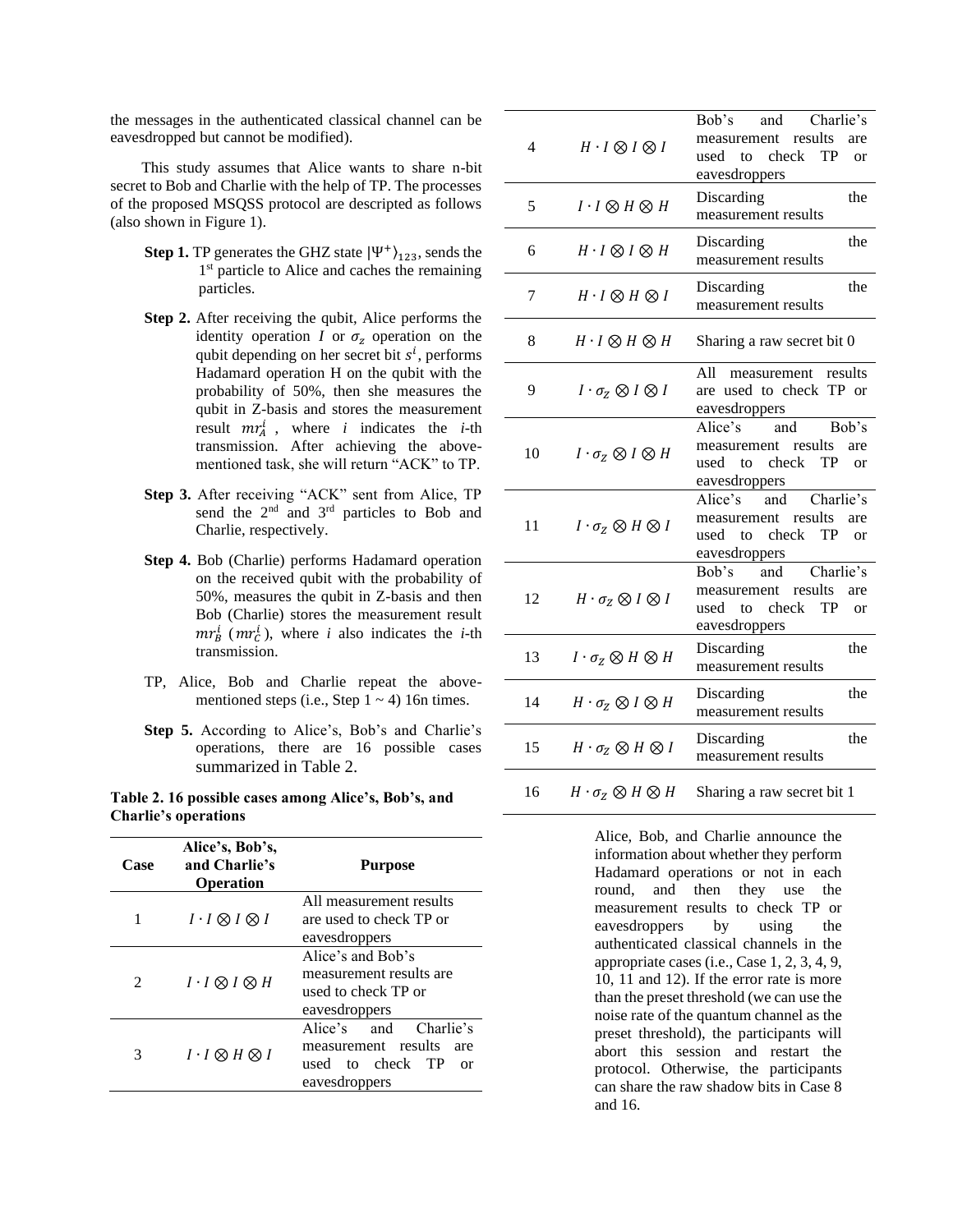the messages in the authenticated classical channel can be eavesdropped but cannot be modified).

This study assumes that Alice wants to share n-bit secret to Bob and Charlie with the help of TP. The processes of the proposed MSQSS protocol are descripted as follows (also shown in Figure 1).

**Step 1.** TP generates the GHZ state $|\Psi^{+}\rangle_{123}$, sends the 1st particle to Alice and caches the remaining particles.

**Step 2.** After receiving the qubit, Alice performs the identity operation $I$ or $\sigma_z$ operation on the qubit depending on her secret bit $s^i$, performs Hadamard operation H on the qubit with the probability of 50%, then she measures the qubit in Z-basis and stores the measurement result $mr_A^i$ , where $i$ indicates the $i$-th transmission. After achieving the above-mentioned task, she will return "ACK" to TP.

**Step 3.** After receiving "ACK" sent from Alice, TP send the 2nd and 3rd particles to Bob and Charlie, respectively.

**Step 4.** Bob (Charlie) performs Hadamard operation on the received qubit with the probability of 50%, measures the qubit in Z-basis and then Bob (Charlie) stores the measurement result $mr_B^i$ ($mr_C^i$), where $i$ also indicates the $i$-th transmission.

TP, Alice, Bob and Charlie repeat the above-mentioned steps (i.e., Step 1 ~ 4) 16n times.

**Step 5.** According to Alice's, Bob's and Charlie's operations, there are 16 possible cases summarized in Table 2.

**Table 2. 16 possible cases among Alice's, Bob's, and Charlie's operations**

| Case | Alice's, Bob's, and Charlie's Operation | Purpose |
|---|---|---|
| 1 | $I \cdot I \otimes I \otimes I$ | All measurement results are used to check TP or eavesdroppers |
| 2 | $I \cdot I \otimes I \otimes H$ | Alice's and Bob's measurement results are used to check TP or eavesdroppers |
| 3 | $I \cdot I \otimes H \otimes I$ | Alice's and Charlie's measurement results are used to check TP or eavesdroppers |
| 4 | $H \cdot I \otimes I \otimes I$ | Bob's and Charlie's measurement results are used to check TP or eavesdroppers |
| 5 | $I \cdot I \otimes H \otimes H$ | Discarding the measurement results |
| 6 | $H \cdot I \otimes I \otimes H$ | Discarding the measurement results |
| 7 | $H \cdot I \otimes H \otimes I$ | Discarding the measurement results |
| 8 | $H \cdot I \otimes H \otimes H$ | Sharing a raw secret bit 0 |
| 9 | $I \cdot \sigma_Z \otimes I \otimes I$ | All measurement results are used to check TP or eavesdroppers |
| 10 | $I \cdot \sigma_Z \otimes I \otimes H$ | Alice's and Bob's measurement results are used to check TP or eavesdroppers |
| 11 | $I \cdot \sigma_Z \otimes H \otimes I$ | Alice's and Charlie's measurement results are used to check TP or eavesdroppers |
| 12 | $H \cdot \sigma_Z \otimes I \otimes I$ | Bob's and Charlie's measurement results are used to check TP or eavesdroppers |
| 13 | $I \cdot \sigma_Z \otimes H \otimes H$ | Discarding the measurement results |
| 14 | $H \cdot \sigma_Z \otimes I \otimes H$ | Discarding the measurement results |
| 15 | $H \cdot \sigma_Z \otimes H \otimes I$ | Discarding the measurement results |
| 16 | $H \cdot \sigma_Z \otimes H \otimes H$ | Sharing a raw secret bit 1 |

Alice, Bob, and Charlie announce the information about whether they perform Hadamard operations or not in each round, and then they use the measurement results to check TP or eavesdroppers by using the authenticated classical channels in the appropriate cases (i.e., Case 1, 2, 3, 4, 9, 10, 11 and 12). If the error rate is more than the preset threshold (we can use the noise rate of the quantum channel as the preset threshold), the participants will abort this session and restart the protocol. Otherwise, the participants can share the raw shadow bits in Case 8 and 16.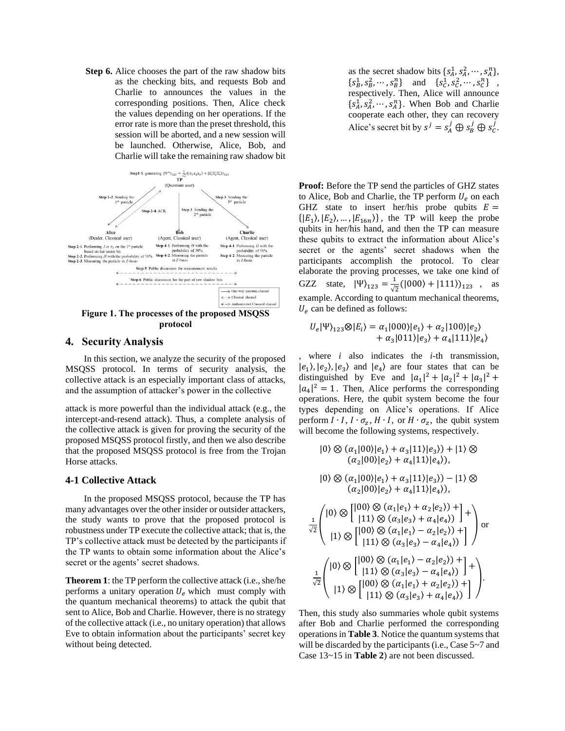**Step 6.** Alice chooses the part of the raw shadow bits as the checking bits, and requests Bob and Charlie to announces the values in the corresponding positions. Then, Alice check the values depending on her operations. If the error rate is more than the preset threshold, this session will be aborted, and a new session will be launched. Otherwise, Alice, Bob, and Charlie will take the remaining raw shadow bit as the secret shadow bits $\{s_A^1, s_A^2, \cdots, s_A^n\}$, $\{s_B^1, s_B^2, \cdots, s_B^n\}$ and $\{s_C^1, s_C^2, \cdots, s_C^n\}$, respectively. Then, Alice will announce $\{s_A^1, s_A^2, \cdots, s_A^n\}$. When Bob and Charlie cooperate each other, they can recovery Alice's secret bit by $s^j = s_A^j \oplus s_B^j \oplus s_C^j$.

**Figure 1. The processes of the proposed MSQSS protocol**

## 4. Security Analysis

In this section, we analyze the security of the proposed MSQSS protocol. In terms of security analysis, the collective attack is an especially important class of attacks, and the assumption of attacker's power in the collective attack is more powerful than the individual attack (e.g., the intercept-and-resend attack). Thus, a complete analysis of the collective attack is given for proving the security of the proposed MSQSS protocol firstly, and then we also describe that the proposed MSQSS protocol is free from the Trojan Horse attacks.

### 4-1 Collective Attack

In the proposed MSQSS protocol, because the TP has many advantages over the other insider or outsider attackers, the study wants to prove that the proposed protocol is robustness under TP execute the collective attack; that is, the TP's collective attack must be detected by the participants if the TP wants to obtain some information about the Alice's secret or the agents' secret shadows.

**Theorem 1**: the TP perform the collective attack (i.e., she/he performs a unitary operation $U_e$ which must comply with the quantum mechanical theorems) to attack the qubit that sent to Alice, Bob and Charlie. However, there is no strategy of the collective attack (i.e., no unitary operation) that allows Eve to obtain information about the participants' secret key without being detected.

**Proof:** Before the TP send the particles of GHZ states to Alice, Bob and Charlie, the TP perform $U_e$ on each GHZ state to insert her/his probe qubits $E = \{|E_1\rangle, |E_2\rangle, \ldots, |E_{16n}\rangle\}$, the TP will keep the probe qubits in her/his hand, and then the TP can measure these qubits to extract the information about Alice's secret or the agents' secret shadows when the participants accomplish the protocol. To clear elaborate the proving processes, we take one kind of GZZ state, $|\Psi\rangle_{123} = \frac{1}{\sqrt{2}}(|000\rangle + |111\rangle)_{123}$, as example. According to quantum mechanical theorems, $U_e$ can be defined as follows:

$$U_e|\Psi\rangle_{123} \otimes |E_i\rangle = \alpha_1|000\rangle|e_1\rangle + \alpha_2|100\rangle|e_2\rangle + \alpha_3|011\rangle|e_3\rangle + \alpha_4|111\rangle|e_4\rangle$$

, where $i$ also indicates the $i$-th transmission, $|e_1\rangle, |e_2\rangle, |e_3\rangle$ and $|e_4\rangle$ are four states that can be distinguished by Eve and $|a_1|^2 + |a_2|^2 + |a_3|^2 + |a_4|^2 = 1$. Then, Alice performs the corresponding operations. Here, the qubit system become the four types depending on Alice's operations. If Alice perform $I \cdot I$, $I \cdot \sigma_z$, $H \cdot I$, or $H \cdot \sigma_z$, the qubit system will become the following systems, respectively.

$$|0\rangle \otimes (\alpha_1|00\rangle|e_1\rangle + \alpha_3|11\rangle|e_3\rangle) + |1\rangle \otimes (\alpha_2|00\rangle|e_2\rangle + \alpha_4|11\rangle|e_4\rangle),$$

$$|0\rangle \otimes (\alpha_1|00\rangle|e_1\rangle + \alpha_3|11\rangle|e_3\rangle) - |1\rangle \otimes (\alpha_2|00\rangle|e_2\rangle + \alpha_4|11\rangle|e_4\rangle),$$

$$\frac{1}{\sqrt{2}}\left( |0\rangle \otimes \begin{bmatrix} |00\rangle \otimes (\alpha_1|e_1\rangle + \alpha_2|e_2\rangle) + \\ |11\rangle \otimes (\alpha_3|e_3\rangle + \alpha_4|e_4\rangle) \end{bmatrix} + |1\rangle \otimes \begin{bmatrix} |00\rangle \otimes (\alpha_1|e_1\rangle - \alpha_2|e_2\rangle) + \\ |11\rangle \otimes (\alpha_3|e_3\rangle - \alpha_4|e_4\rangle) \end{bmatrix} \right) \text{ or}$$

$$\frac{1}{\sqrt{2}}\left( |0\rangle \otimes \begin{bmatrix} |00\rangle \otimes (\alpha_1|e_1\rangle - \alpha_2|e_2\rangle) + \\ |11\rangle \otimes (\alpha_3|e_3\rangle - \alpha_4|e_4\rangle) \end{bmatrix} + |1\rangle \otimes \begin{bmatrix} |00\rangle \otimes (\alpha_1|e_1\rangle + \alpha_2|e_2\rangle) + \\ |11\rangle \otimes (\alpha_3|e_3\rangle + \alpha_4|e_4\rangle) \end{bmatrix} \right).$$

Then, this study also summaries whole qubit systems after Bob and Charlie performed the corresponding operations in **Table 3**. Notice the quantum systems that will be discarded by the participants (i.e., Case 5~7 and Case 13~15 in **Table 2**) are not been discussed.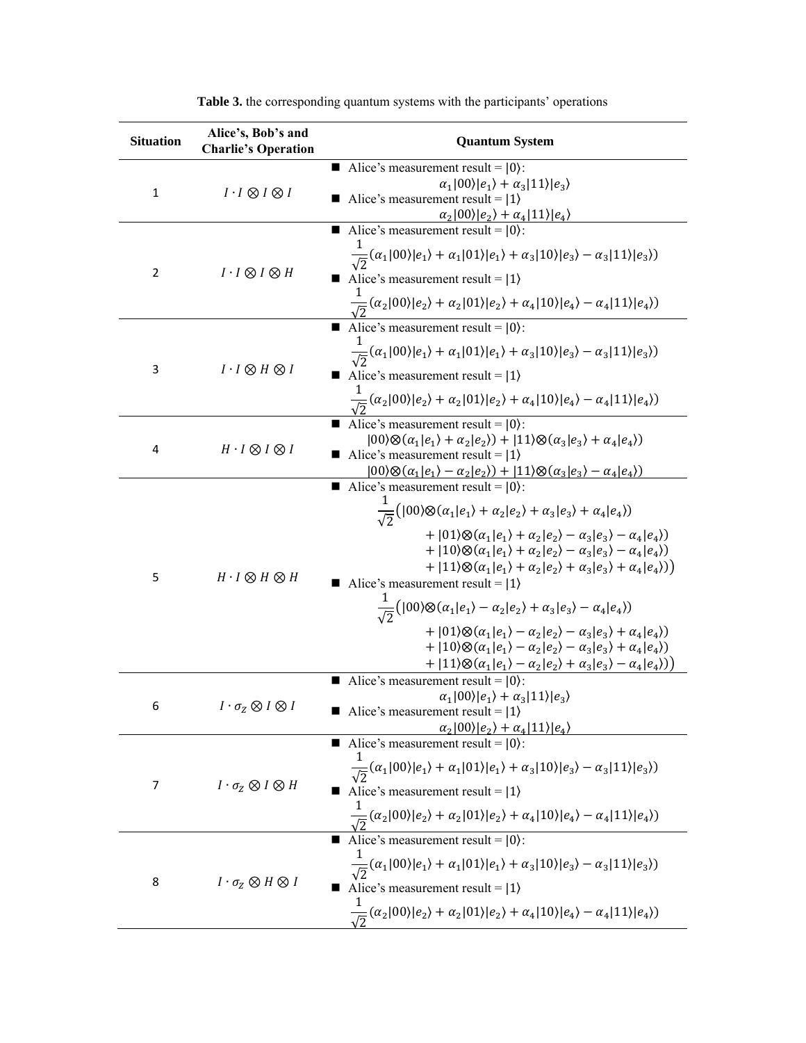**Table 3.** the corresponding quantum systems with the participants' operations

| Situation | Alice's, Bob's and Charlie's Operation | Quantum System |
|---|---|---|
| 1 | $I \cdot I \otimes I \otimes I$ | ■ Alice's measurement result = $\|0\rangle$: $\alpha_1\|00\rangle\|e_1\rangle + \alpha_3\|11\rangle\|e_3\rangle$ <br> ■ Alice's measurement result = $\|1\rangle$ $\alpha_2\|00\rangle\|e_2\rangle + \alpha_4\|11\rangle\|e_4\rangle$ |
| 2 | $I \cdot I \otimes I \otimes H$ | ■ Alice's measurement result = $\|0\rangle$: $\frac{1}{\sqrt{2}}(\alpha_1\|00\rangle\|e_1\rangle + \alpha_1\|01\rangle\|e_1\rangle + \alpha_3\|10\rangle\|e_3\rangle - \alpha_3\|11\rangle\|e_3\rangle)$ <br> ■ Alice's measurement result = $\|1\rangle$ $\frac{1}{\sqrt{2}}(\alpha_2\|00\rangle\|e_2\rangle + \alpha_2\|01\rangle\|e_2\rangle + \alpha_4\|10\rangle\|e_4\rangle - \alpha_4\|11\rangle\|e_4\rangle)$ |
| 3 | $I \cdot I \otimes H \otimes I$ | ■ Alice's measurement result = $\|0\rangle$: $\frac{1}{\sqrt{2}}(\alpha_1\|00\rangle\|e_1\rangle + \alpha_1\|01\rangle\|e_1\rangle + \alpha_3\|10\rangle\|e_3\rangle - \alpha_3\|11\rangle\|e_3\rangle)$ <br> ■ Alice's measurement result = $\|1\rangle$ $\frac{1}{\sqrt{2}}(\alpha_2\|00\rangle\|e_2\rangle + \alpha_2\|01\rangle\|e_2\rangle + \alpha_4\|10\rangle\|e_4\rangle - \alpha_4\|11\rangle\|e_4\rangle)$ |
| 4 | $H \cdot I \otimes I \otimes I$ | ■ Alice's measurement result = $\|0\rangle$: $\|00\rangle\otimes(\alpha_1\|e_1\rangle + \alpha_2\|e_2\rangle) + \|11\rangle\otimes(\alpha_3\|e_3\rangle + \alpha_4\|e_4\rangle)$ <br> ■ Alice's measurement result = $\|1\rangle$ $\|00\rangle\otimes(\alpha_1\|e_1\rangle - \alpha_2\|e_2\rangle) + \|11\rangle\otimes(\alpha_3\|e_3\rangle - \alpha_4\|e_4\rangle)$ |
| 5 | $H \cdot I \otimes H \otimes H$ | ■ Alice's measurement result = $\|0\rangle$: $\frac{1}{\sqrt{2}}\big(\|00\rangle\otimes(\alpha_1\|e_1\rangle + \alpha_2\|e_2\rangle + \alpha_3\|e_3\rangle + \alpha_4\|e_4\rangle) + \|01\rangle\otimes(\alpha_1\|e_1\rangle + \alpha_2\|e_2\rangle - \alpha_3\|e_3\rangle - \alpha_4\|e_4\rangle) + \|10\rangle\otimes(\alpha_1\|e_1\rangle + \alpha_2\|e_2\rangle - \alpha_3\|e_3\rangle - \alpha_4\|e_4\rangle) + \|11\rangle\otimes(\alpha_1\|e_1\rangle + \alpha_2\|e_2\rangle + \alpha_3\|e_3\rangle + \alpha_4\|e_4\rangle)\big)$ <br> ■ Alice's measurement result = $\|1\rangle$ $\frac{1}{\sqrt{2}}\big(\|00\rangle\otimes(\alpha_1\|e_1\rangle - \alpha_2\|e_2\rangle + \alpha_3\|e_3\rangle - \alpha_4\|e_4\rangle) + \|01\rangle\otimes(\alpha_1\|e_1\rangle - \alpha_2\|e_2\rangle - \alpha_3\|e_3\rangle + \alpha_4\|e_4\rangle) + \|10\rangle\otimes(\alpha_1\|e_1\rangle - \alpha_2\|e_2\rangle - \alpha_3\|e_3\rangle + \alpha_4\|e_4\rangle) + \|11\rangle\otimes(\alpha_1\|e_1\rangle - \alpha_2\|e_2\rangle + \alpha_3\|e_3\rangle - \alpha_4\|e_4\rangle)\big)$ |
| 6 | $I \cdot \sigma_Z \otimes I \otimes I$ | ■ Alice's measurement result = $\|0\rangle$: $\alpha_1\|00\rangle\|e_1\rangle + \alpha_3\|11\rangle\|e_3\rangle$ <br> ■ Alice's measurement result = $\|1\rangle$ $\alpha_2\|00\rangle\|e_2\rangle + \alpha_4\|11\rangle\|e_4\rangle$ |
| 7 | $I \cdot \sigma_Z \otimes I \otimes H$ | ■ Alice's measurement result = $\|0\rangle$: $\frac{1}{\sqrt{2}}(\alpha_1\|00\rangle\|e_1\rangle + \alpha_1\|01\rangle\|e_1\rangle + \alpha_3\|10\rangle\|e_3\rangle - \alpha_3\|11\rangle\|e_3\rangle)$ <br> ■ Alice's measurement result = $\|1\rangle$ $\frac{1}{\sqrt{2}}(\alpha_2\|00\rangle\|e_2\rangle + \alpha_2\|01\rangle\|e_2\rangle + \alpha_4\|10\rangle\|e_4\rangle - \alpha_4\|11\rangle\|e_4\rangle)$ |
| 8 | $I \cdot \sigma_Z \otimes H \otimes I$ | ■ Alice's measurement result = $\|0\rangle$: $\frac{1}{\sqrt{2}}(\alpha_1\|00\rangle\|e_1\rangle + \alpha_1\|01\rangle\|e_1\rangle + \alpha_3\|10\rangle\|e_3\rangle - \alpha_3\|11\rangle\|e_3\rangle)$ <br> ■ Alice's measurement result = $\|1\rangle$ $\frac{1}{\sqrt{2}}(\alpha_2\|00\rangle\|e_2\rangle + \alpha_2\|01\rangle\|e_2\rangle + \alpha_4\|10\rangle\|e_4\rangle - \alpha_4\|11\rangle\|e_4\rangle)$ |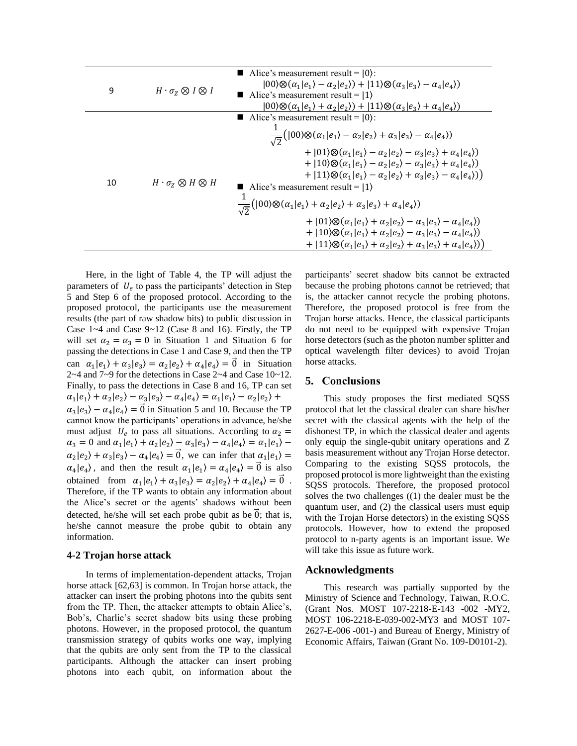| 9 | $H \cdot \sigma_Z \otimes I \otimes I$ | ■ Alice's measurement result = $\|0\rangle$: $\|00\rangle\otimes(\alpha_1\|e_1\rangle - \alpha_2\|e_2\rangle) + \|11\rangle\otimes(\alpha_3\|e_3\rangle - \alpha_4\|e_4\rangle)$ ■ Alice's measurement result = $\|1\rangle$ $\|00\rangle\otimes(\alpha_1\|e_1\rangle + \alpha_2\|e_2\rangle) + \|11\rangle\otimes(\alpha_3\|e_3\rangle + \alpha_4\|e_4\rangle)$ |
|---|---|---|
| 10 | $H \cdot \sigma_Z \otimes H \otimes H$ | ■ Alice's measurement result = $\|0\rangle$: $\frac{1}{\sqrt{2}}\big(\|00\rangle\otimes(\alpha_1\|e_1\rangle - \alpha_2\|e_2\rangle + \alpha_3\|e_3\rangle - \alpha_4\|e_4\rangle) + \|01\rangle\otimes(\alpha_1\|e_1\rangle - \alpha_2\|e_2\rangle - \alpha_3\|e_3\rangle + \alpha_4\|e_4\rangle) + \|10\rangle\otimes(\alpha_1\|e_1\rangle - \alpha_2\|e_2\rangle - \alpha_3\|e_3\rangle + \alpha_4\|e_4\rangle) + \|11\rangle\otimes(\alpha_1\|e_1\rangle - \alpha_2\|e_2\rangle + \alpha_3\|e_3\rangle - \alpha_4\|e_4\rangle)\big)$ ■ Alice's measurement result = $\|1\rangle$ $\frac{1}{\sqrt{2}}\big(\|00\rangle\otimes(\alpha_1\|e_1\rangle + \alpha_2\|e_2\rangle + \alpha_3\|e_3\rangle + \alpha_4\|e_4\rangle) + \|01\rangle\otimes(\alpha_1\|e_1\rangle + \alpha_2\|e_2\rangle - \alpha_3\|e_3\rangle - \alpha_4\|e_4\rangle) + \|10\rangle\otimes(\alpha_1\|e_1\rangle + \alpha_2\|e_2\rangle - \alpha_3\|e_3\rangle - \alpha_4\|e_4\rangle) + \|11\rangle\otimes(\alpha_1\|e_1\rangle + \alpha_2\|e_2\rangle + \alpha_3\|e_3\rangle + \alpha_4\|e_4\rangle)\big)$ |

Here, in the light of Table 4, the TP will adjust the parameters of $U_e$ to pass the participants' detection in Step 5 and Step 6 of the proposed protocol. According to the proposed protocol, the participants use the measurement results (the part of raw shadow bits) to public discussion in Case 1~4 and Case 9~12 (Case 8 and 16). Firstly, the TP will set $\alpha_2 = \alpha_3 = 0$ in Situation 1 and Situation 6 for passing the detections in Case 1 and Case 9, and then the TP can $\alpha_1|e_1\rangle + \alpha_3|e_3\rangle = \alpha_2|e_2\rangle + \alpha_4|e_4\rangle = \vec{0}$ in Situation 2~4 and 7~9 for the detections in Case 2~4 and Case 10~12. Finally, to pass the detections in Case 8 and 16, TP can set $\alpha_1|e_1\rangle + \alpha_2|e_2\rangle - \alpha_3|e_3\rangle - \alpha_4|e_4\rangle = \alpha_1|e_1\rangle - \alpha_2|e_2\rangle + \alpha_3|e_3\rangle - \alpha_4|e_4\rangle = \vec{0}$ in Situation 5 and 10. Because the TP cannot know the participants' operations in advance, he/she must adjust $U_e$ to pass all situations. According to $\alpha_2 = \alpha_3 = 0$ and $\alpha_1|e_1\rangle + \alpha_2|e_2\rangle - \alpha_3|e_3\rangle - \alpha_4|e_4\rangle = \alpha_1|e_1\rangle - \alpha_2|e_2\rangle + \alpha_3|e_3\rangle - \alpha_4|e_4\rangle = \vec{0}$, we can infer that $\alpha_1|e_1\rangle = \alpha_4|e_4\rangle$, and then the result $\alpha_1|e_1\rangle = \alpha_4|e_4\rangle = \vec{0}$ is also obtained from $\alpha_1|e_1\rangle + \alpha_3|e_3\rangle = \alpha_2|e_2\rangle + \alpha_4|e_4\rangle = \vec{0}$. Therefore, if the TP wants to obtain any information about the Alice's secret or the agents' shadows without been detected, he/she will set each probe qubit as be $\vec{0}$; that is, he/she cannot measure the probe qubit to obtain any information.

### 4-2 Trojan horse attack

In terms of implementation-dependent attacks, Trojan horse attack [62,63] is common. In Trojan horse attack, the attacker can insert the probing photons into the qubits sent from the TP. Then, the attacker attempts to obtain Alice's, Bob's, Charlie's secret shadow bits using these probing photons. However, in the proposed protocol, the quantum transmission strategy of qubits works one way, implying that the qubits are only sent from the TP to the classical participants. Although the attacker can insert probing photons into each qubit, on information about the participants' secret shadow bits cannot be extracted because the probing photons cannot be retrieved; that is, the attacker cannot recycle the probing photons. Therefore, the proposed protocol is free from the Trojan horse attacks. Hence, the classical participants do not need to be equipped with expensive Trojan horse detectors (such as the photon number splitter and optical wavelength filter devices) to avoid Trojan horse attacks.

## 5. Conclusions

This study proposes the first mediated SQSS protocol that let the classical dealer can share his/her secret with the classical agents with the help of the dishonest TP, in which the classical dealer and agents only equip the single-qubit unitary operations and Z basis measurement without any Trojan Horse detector. Comparing to the existing SQSS protocols, the proposed protocol is more lightweight than the existing SQSS protocols. Therefore, the proposed protocol solves the two challenges ((1) the dealer must be the quantum user, and (2) the classical users must equip with the Trojan Horse detectors) in the existing SQSS protocols. However, how to extend the proposed protocol to n-party agents is an important issue. We will take this issue as future work.

## Acknowledgments

This research was partially supported by the Ministry of Science and Technology, Taiwan, R.O.C. (Grant Nos. MOST 107-2218-E-143 -002 -MY2, MOST 106-2218-E-039-002-MY3 and MOST 107-2627-E-006 -001-) and Bureau of Energy, Ministry of Economic Affairs, Taiwan (Grant No. 109-D0101-2).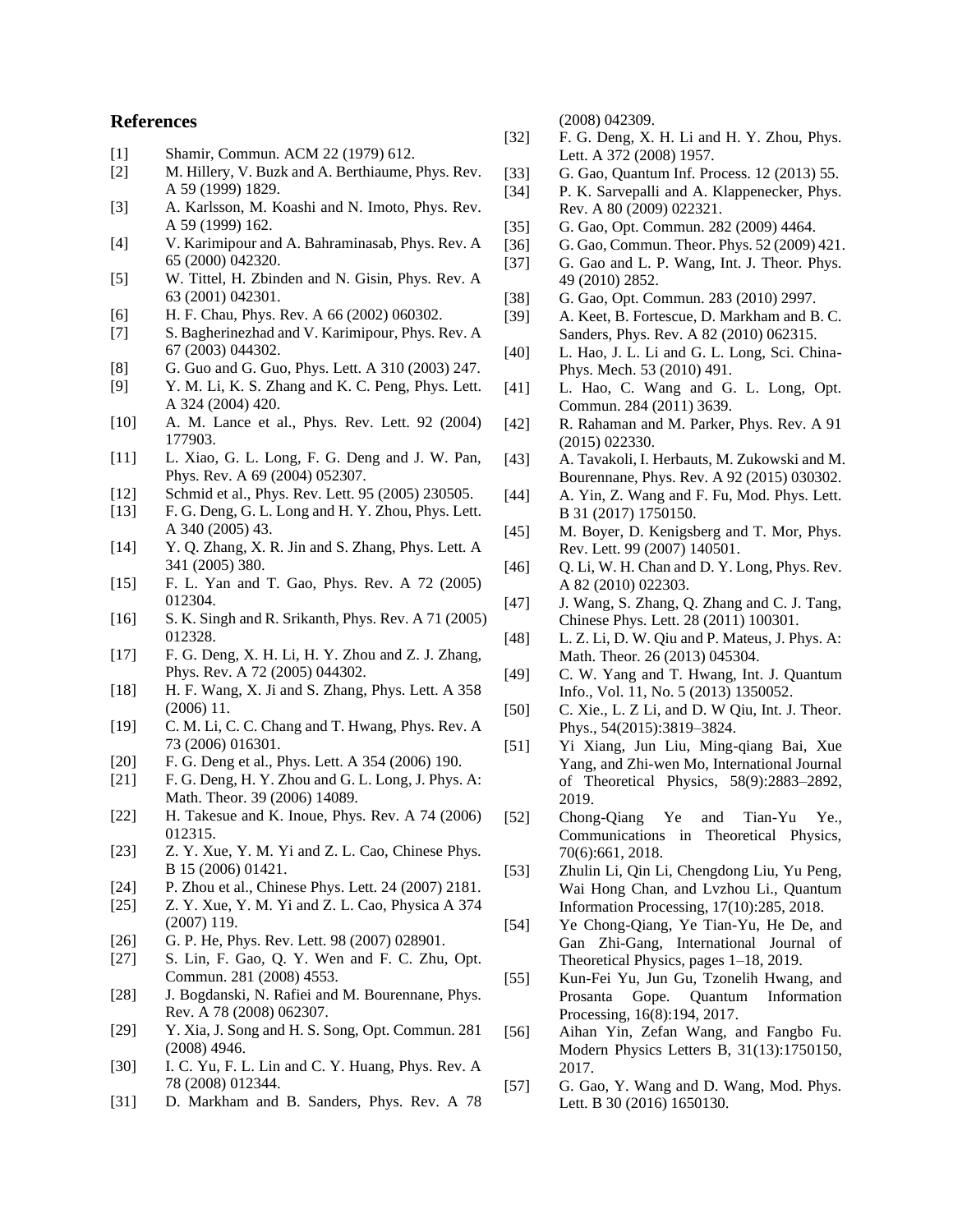## References

[1] Shamir, Commun. ACM 22 (1979) 612.

[2] M. Hillery, V. Buzk and A. Berthiaume, Phys. Rev. A 59 (1999) 1829.

[3] A. Karlsson, M. Koashi and N. Imoto, Phys. Rev. A 59 (1999) 162.

[4] V. Karimipour and A. Bahraminasab, Phys. Rev. A 65 (2000) 042320.

[5] W. Tittel, H. Zbinden and N. Gisin, Phys. Rev. A 63 (2001) 042301.

[6] H. F. Chau, Phys. Rev. A 66 (2002) 060302.

[7] S. Bagherinezhad and V. Karimipour, Phys. Rev. A 67 (2003) 044302.

[8] G. Guo and G. Guo, Phys. Lett. A 310 (2003) 247.

[9] Y. M. Li, K. S. Zhang and K. C. Peng, Phys. Lett. A 324 (2004) 420.

[10] A. M. Lance et al., Phys. Rev. Lett. 92 (2004) 177903.

[11] L. Xiao, G. L. Long, F. G. Deng and J. W. Pan, Phys. Rev. A 69 (2004) 052307.

[12] Schmid et al., Phys. Rev. Lett. 95 (2005) 230505.

[13] F. G. Deng, G. L. Long and H. Y. Zhou, Phys. Lett. A 340 (2005) 43.

[14] Y. Q. Zhang, X. R. Jin and S. Zhang, Phys. Lett. A 341 (2005) 380.

[15] F. L. Yan and T. Gao, Phys. Rev. A 72 (2005) 012304.

[16] S. K. Singh and R. Srikanth, Phys. Rev. A 71 (2005) 012328.

[17] F. G. Deng, X. H. Li, H. Y. Zhou and Z. J. Zhang, Phys. Rev. A 72 (2005) 044302.

[18] H. F. Wang, X. Ji and S. Zhang, Phys. Lett. A 358 (2006) 11.

[19] C. M. Li, C. C. Chang and T. Hwang, Phys. Rev. A 73 (2006) 016301.

[20] F. G. Deng et al., Phys. Lett. A 354 (2006) 190.

[21] F. G. Deng, H. Y. Zhou and G. L. Long, J. Phys. A: Math. Theor. 39 (2006) 14089.

[22] H. Takesue and K. Inoue, Phys. Rev. A 74 (2006) 012315.

[23] Z. Y. Xue, Y. M. Yi and Z. L. Cao, Chinese Phys. B 15 (2006) 01421.

[24] P. Zhou et al., Chinese Phys. Lett. 24 (2007) 2181.

[25] Z. Y. Xue, Y. M. Yi and Z. L. Cao, Physica A 374 (2007) 119.

[26] G. P. He, Phys. Rev. Lett. 98 (2007) 028901.

[27] S. Lin, F. Gao, Q. Y. Wen and F. C. Zhu, Opt. Commun. 281 (2008) 4553.

[28] J. Bogdanski, N. Rafiei and M. Bourennane, Phys. Rev. A 78 (2008) 062307.

[29] Y. Xia, J. Song and H. S. Song, Opt. Commun. 281 (2008) 4946.

[30] I. C. Yu, F. L. Lin and C. Y. Huang, Phys. Rev. A 78 (2008) 012344.

[31] D. Markham and B. Sanders, Phys. Rev. A 78 (2008) 042309.

[32] F. G. Deng, X. H. Li and H. Y. Zhou, Phys. Lett. A 372 (2008) 1957.

[33] G. Gao, Quantum Inf. Process. 12 (2013) 55.

[34] P. K. Sarvepalli and A. Klappenecker, Phys. Rev. A 80 (2009) 022321.

[35] G. Gao, Opt. Commun. 282 (2009) 4464.

[36] G. Gao, Commun. Theor. Phys. 52 (2009) 421.

[37] G. Gao and L. P. Wang, Int. J. Theor. Phys. 49 (2010) 2852.

[38] G. Gao, Opt. Commun. 283 (2010) 2997.

[39] A. Keet, B. Fortescue, D. Markham and B. C. Sanders, Phys. Rev. A 82 (2010) 062315.

[40] L. Hao, J. L. Li and G. L. Long, Sci. China-Phys. Mech. 53 (2010) 491.

[41] L. Hao, C. Wang and G. L. Long, Opt. Commun. 284 (2011) 3639.

[42] R. Rahaman and M. Parker, Phys. Rev. A 91 (2015) 022330.

[43] A. Tavakoli, I. Herbauts, M. Zukowski and M. Bourennane, Phys. Rev. A 92 (2015) 030302.

[44] A. Yin, Z. Wang and F. Fu, Mod. Phys. Lett. B 31 (2017) 1750150.

[45] M. Boyer, D. Kenigsberg and T. Mor, Phys. Rev. Lett. 99 (2007) 140501.

[46] Q. Li, W. H. Chan and D. Y. Long, Phys. Rev. A 82 (2010) 022303.

[47] J. Wang, S. Zhang, Q. Zhang and C. J. Tang, Chinese Phys. Lett. 28 (2011) 100301.

[48] L. Z. Li, D. W. Qiu and P. Mateus, J. Phys. A: Math. Theor. 26 (2013) 045304.

[49] C. W. Yang and T. Hwang, Int. J. Quantum Info., Vol. 11, No. 5 (2013) 1350052.

[50] C. Xie., L. Z Li, and D. W Qiu, Int. J. Theor. Phys., 54(2015):3819–3824.

[51] Yi Xiang, Jun Liu, Ming-qiang Bai, Xue Yang, and Zhi-wen Mo, International Journal of Theoretical Physics, 58(9):2883–2892, 2019.

[52] Chong-Qiang Ye and Tian-Yu Ye., Communications in Theoretical Physics, 70(6):661, 2018.

[53] Zhulin Li, Qin Li, Chengdong Liu, Yu Peng, Wai Hong Chan, and Lvzhou Li., Quantum Information Processing, 17(10):285, 2018.

[54] Ye Chong-Qiang, Ye Tian-Yu, He De, and Gan Zhi-Gang, International Journal of Theoretical Physics, pages 1–18, 2019.

[55] Kun-Fei Yu, Jun Gu, Tzonelih Hwang, and Prosanta Gope. Quantum Information Processing, 16(8):194, 2017.

[56] Aihan Yin, Zefan Wang, and Fangbo Fu. Modern Physics Letters B, 31(13):1750150, 2017.

[57] G. Gao, Y. Wang and D. Wang, Mod. Phys. Lett. B 30 (2016) 1650130.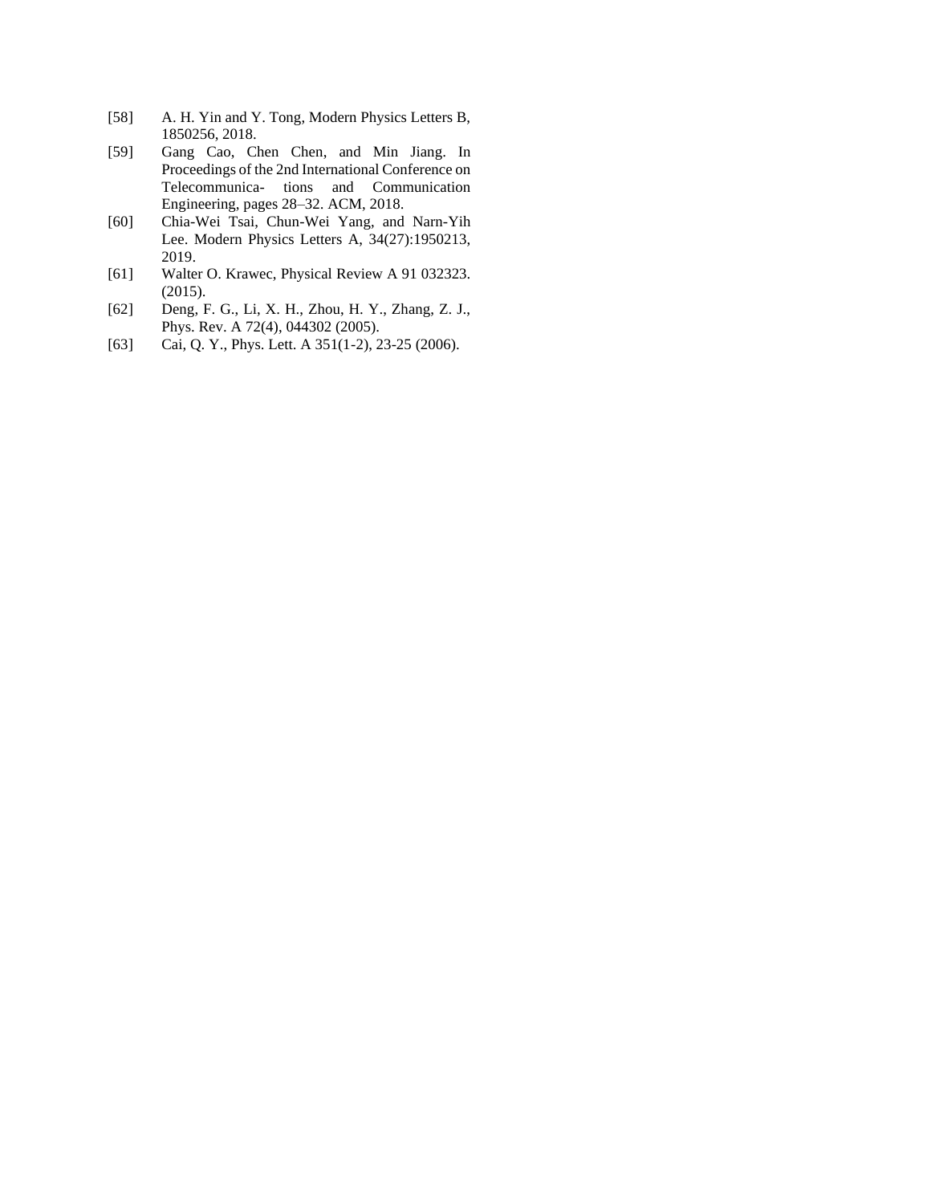[58] A. H. Yin and Y. Tong, Modern Physics Letters B, 1850256, 2018.

[59] Gang Cao, Chen Chen, and Min Jiang. In Proceedings of the 2nd International Conference on Telecommunications and Communication Engineering, pages 28–32. ACM, 2018.

[60] Chia-Wei Tsai, Chun-Wei Yang, and Narn-Yih Lee. Modern Physics Letters A, 34(27):1950213, 2019.

[61] Walter O. Krawec, Physical Review A 91 032323. (2015).

[62] Deng, F. G., Li, X. H., Zhou, H. Y., Zhang, Z. J., Phys. Rev. A 72(4), 044302 (2005).

[63] Cai, Q. Y., Phys. Lett. A 351(1-2), 23-25 (2006).